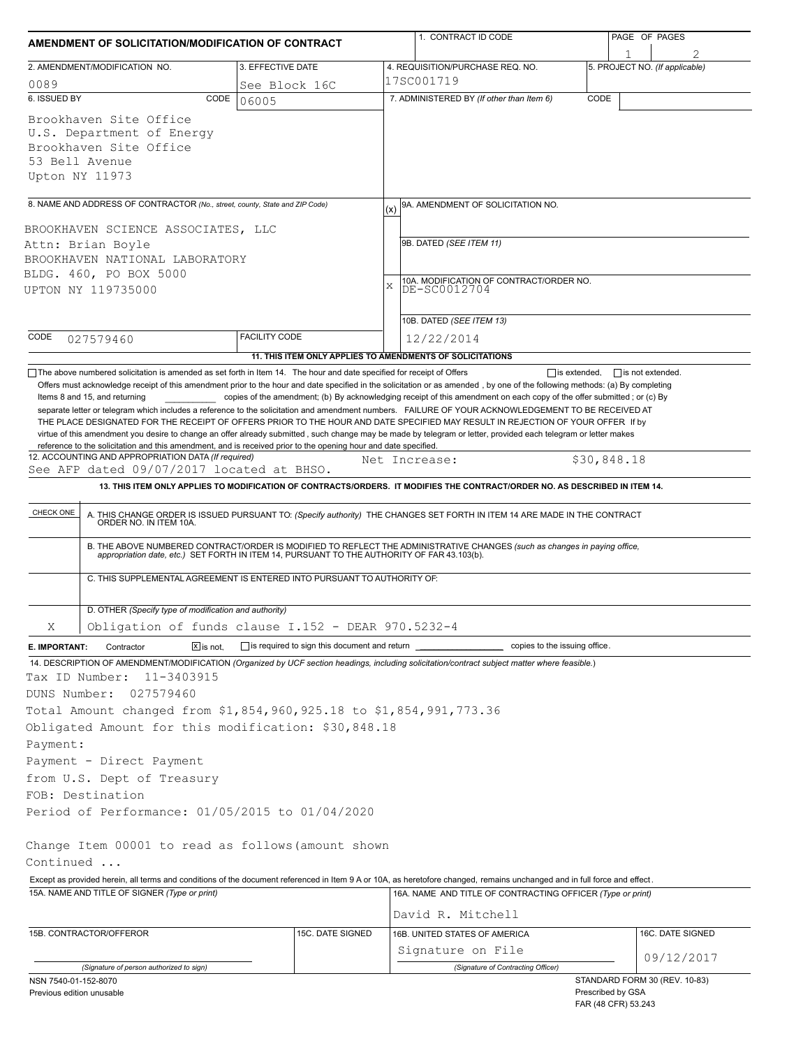# AMENDMENT OF SOLICITATION/MODIFICATION OF CONTRACT

| 1. CONTRACT ID CODE | PAGE OF PAGES |
|---|---|
| | 1 of 2 |

| 2. AMENDMENT/MODIFICATION NO. | 3. EFFECTIVE DATE | 4. REQUISITION/PURCHASE REQ. NO. | 5. PROJECT NO. (If applicable) |
|---|---|---|---|
| 0089 | See Block 16C | 17SC001719 | |

**6. ISSUED BY** CODE 06005

Brookhaven Site Office
U.S. Department of Energy
Brookhaven Site Office
53 Bell Avenue
Upton NY 11973

**7. ADMINISTERED BY** (If other than Item 6) CODE

**8. NAME AND ADDRESS OF CONTRACTOR** (No., street, county, State and ZIP Code)

BROOKHAVEN SCIENCE ASSOCIATES, LLC
Attn: Brian Boyle
BROOKHAVEN NATIONAL LABORATORY
BLDG. 460, PO BOX 5000
UPTON NY 119735000

CODE 027579460 FACILITY CODE

(x) 9A. AMENDMENT OF SOLICITATION NO.

9B. DATED (SEE ITEM 11)

X 10A. MODIFICATION OF CONTRACT/ORDER NO. DE-SC0012704

10B. DATED (SEE ITEM 13) 12/22/2014

**11. THIS ITEM ONLY APPLIES TO AMENDMENTS OF SOLICITATIONS**

☐ The above numbered solicitation is amended as set forth in Item 14. The hour and date specified for receipt of Offers ☐ is extended, ☐ is not extended.
Offers must acknowledge receipt of this amendment prior to the hour and date specified in the solicitation or as amended , by one of the following methods: (a) By completing Items 8 and 15, and returning __________ copies of the amendment; (b) By acknowledging receipt of this amendment on each copy of the offer submitted ; or (c) By separate letter or telegram which includes a reference to the solicitation and amendment numbers. FAILURE OF YOUR ACKNOWLEDGEMENT TO BE RECEIVED AT THE PLACE DESIGNATED FOR THE RECEIPT OF OFFERS PRIOR TO THE HOUR AND DATE SPECIFIED MAY RESULT IN REJECTION OF YOUR OFFER If by virtue of this amendment you desire to change an offer already submitted , such change may be made by telegram or letter, provided each telegram or letter makes reference to the solicitation and this amendment, and is received prior to the opening hour and date specified.

**12. ACCOUNTING AND APPROPRIATION DATA** (If required)
See AFP dated 09/07/2017 located at BHSO. Net Increase: $30,848.18

**13. THIS ITEM ONLY APPLIES TO MODIFICATION OF CONTRACTS/ORDERS. IT MODIFIES THE CONTRACT/ORDER NO. AS DESCRIBED IN ITEM 14.**

| CHECK ONE | |
|---|---|
| | A. THIS CHANGE ORDER IS ISSUED PURSUANT TO: (Specify authority) THE CHANGES SET FORTH IN ITEM 14 ARE MADE IN THE CONTRACT ORDER NO. IN ITEM 10A. |
| | B. THE ABOVE NUMBERED CONTRACT/ORDER IS MODIFIED TO REFLECT THE ADMINISTRATIVE CHANGES (such as changes in paying office, appropriation date, etc.) SET FORTH IN ITEM 14, PURSUANT TO THE AUTHORITY OF FAR 43.103(b). |
| | C. THIS SUPPLEMENTAL AGREEMENT IS ENTERED INTO PURSUANT TO AUTHORITY OF: |
| X | D. OTHER (Specify type of modification and authority) Obligation of funds clause I.152 - DEAR 970.5232-4 |

**E. IMPORTANT:** Contractor ☒ is not, ☐ is required to sign this document and return __________ copies to the issuing office.

**14. DESCRIPTION OF AMENDMENT/MODIFICATION** (Organized by UCF section headings, including solicitation/contract subject matter where feasible.)

Tax ID Number: 11-3403915
DUNS Number: 027579460
Total Amount changed from $1,854,960,925.18 to $1,854,991,773.36
Obligated Amount for this modification: $30,848.18
Payment:
Payment - Direct Payment
from U.S. Dept of Treasury
FOB: Destination
Period of Performance: 01/05/2015 to 01/04/2020

Change Item 00001 to read as follows(amount shown
Continued ...

Except as provided herein, all terms and conditions of the document referenced in Item 9 A or 10A, as heretofore changed, remains unchanged and in full force and effect.

| 15A. NAME AND TITLE OF SIGNER (Type or print) | | 16A. NAME AND TITLE OF CONTRACTING OFFICER (Type or print) | |
|---|---|---|---|
| | | David R. Mitchell | |
| 15B. CONTRACTOR/OFFEROR | 15C. DATE SIGNED | 16B. UNITED STATES OF AMERICA | 16C. DATE SIGNED |
| (Signature of person authorized to sign) | | Signature on File (Signature of Contracting Officer) | 09/12/2017 |

NSN 7540-01-152-8070
Previous edition unusable

STANDARD FORM 30 (REV. 10-83)
Prescribed by GSA
FAR (48 CFR) 53.243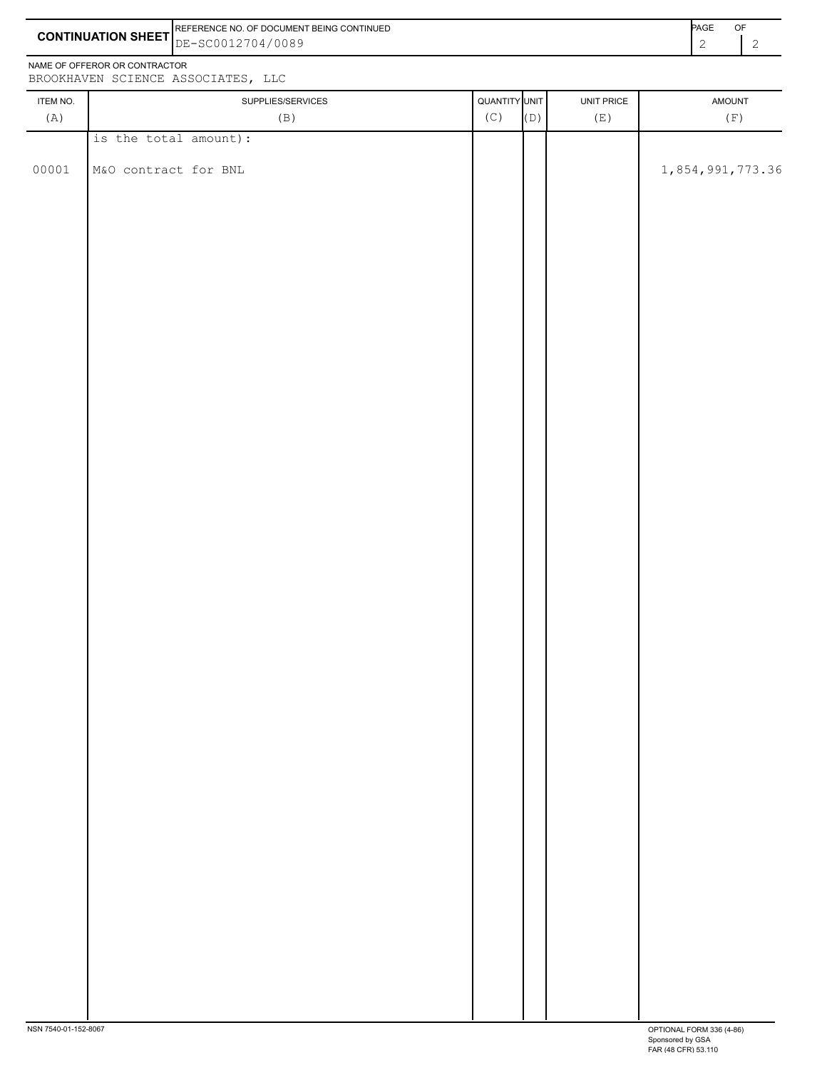**CONTINUATION SHEET**

REFERENCE NO. OF DOCUMENT BEING CONTINUED: DE-SC0012704/0089

NAME OF OFFEROR OR CONTRACTOR: BROOKHAVEN SCIENCE ASSOCIATES, LLC

| ITEM NO. (A) | SUPPLIES/SERVICES (B) | QUANTITY (C) | UNIT (D) | UNIT PRICE (E) | AMOUNT (F) |
|---|---|---|---|---|---|
| | is the total amount): | | | | |
| 00001 | M&O contract for BNL | | | | 1,854,991,773.36 |

NSN 7540-01-152-8067

OPTIONAL FORM 336 (4-86)
Sponsored by GSA
FAR (48 CFR) 53.110